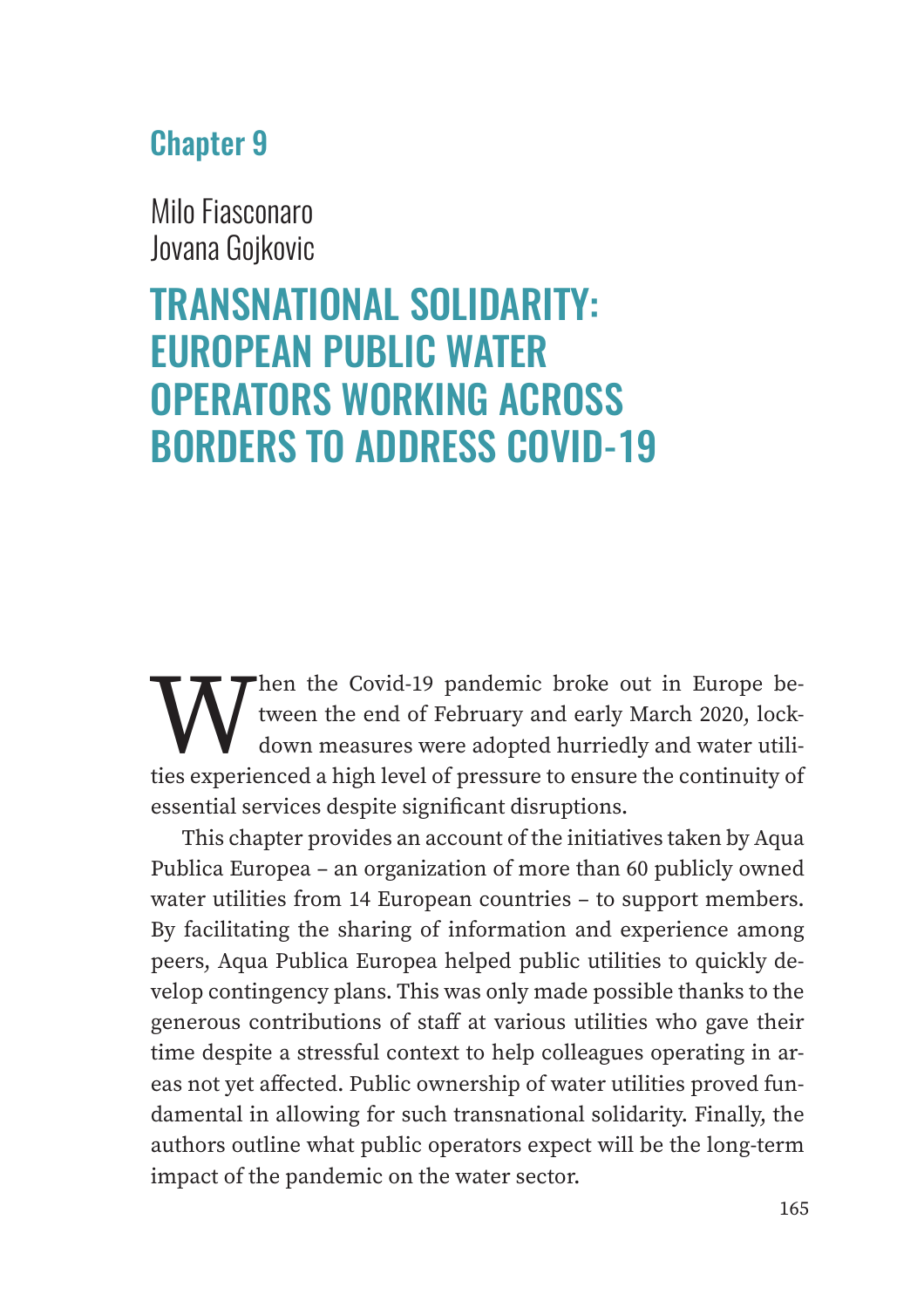## Chapter 9

Milo Fiasconaro
Jovana Gojkovic

# TRANSNATIONAL SOLIDARITY: EUROPEAN PUBLIC WATER OPERATORS WORKING ACROSS BORDERS TO ADDRESS COVID-19

When the Covid-19 pandemic broke out in Europe between the end of February and early March 2020, lockdown measures were adopted hurriedly and water utilities experienced a high level of pressure to ensure the continuity of essential services despite significant disruptions.

This chapter provides an account of the initiatives taken by Aqua Publica Europea – an organization of more than 60 publicly owned water utilities from 14 European countries – to support members. By facilitating the sharing of information and experience among peers, Aqua Publica Europea helped public utilities to quickly develop contingency plans. This was only made possible thanks to the generous contributions of staff at various utilities who gave their time despite a stressful context to help colleagues operating in areas not yet affected. Public ownership of water utilities proved fundamental in allowing for such transnational solidarity. Finally, the authors outline what public operators expect will be the long-term impact of the pandemic on the water sector.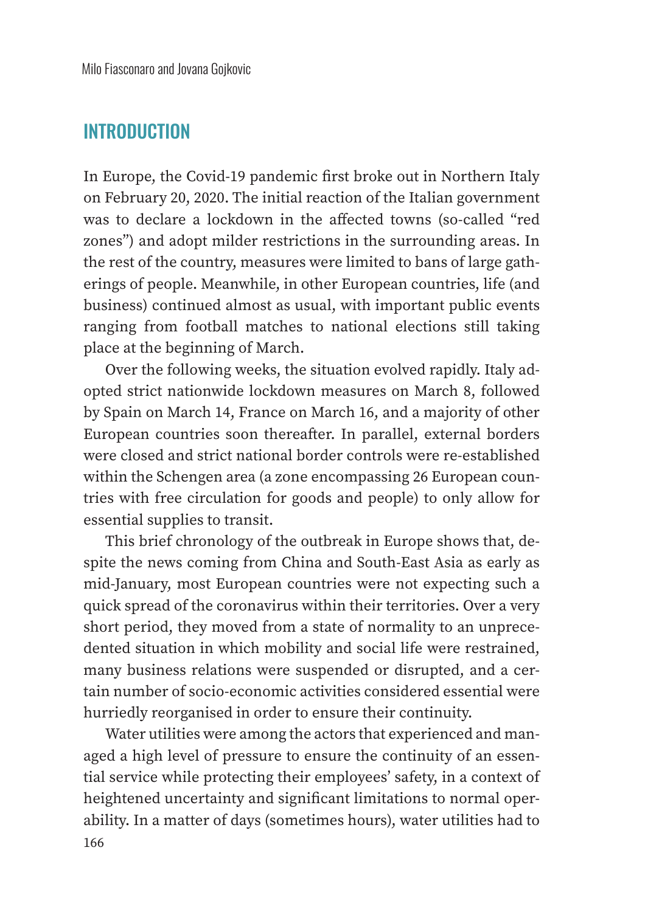## INTRODUCTION

In Europe, the Covid-19 pandemic first broke out in Northern Italy on February 20, 2020. The initial reaction of the Italian government was to declare a lockdown in the affected towns (so-called "red zones") and adopt milder restrictions in the surrounding areas. In the rest of the country, measures were limited to bans of large gatherings of people. Meanwhile, in other European countries, life (and business) continued almost as usual, with important public events ranging from football matches to national elections still taking place at the beginning of March.

Over the following weeks, the situation evolved rapidly. Italy adopted strict nationwide lockdown measures on March 8, followed by Spain on March 14, France on March 16, and a majority of other European countries soon thereafter. In parallel, external borders were closed and strict national border controls were re-established within the Schengen area (a zone encompassing 26 European countries with free circulation for goods and people) to only allow for essential supplies to transit.

This brief chronology of the outbreak in Europe shows that, despite the news coming from China and South-East Asia as early as mid-January, most European countries were not expecting such a quick spread of the coronavirus within their territories. Over a very short period, they moved from a state of normality to an unprecedented situation in which mobility and social life were restrained, many business relations were suspended or disrupted, and a certain number of socio-economic activities considered essential were hurriedly reorganised in order to ensure their continuity.

Water utilities were among the actors that experienced and managed a high level of pressure to ensure the continuity of an essential service while protecting their employees' safety, in a context of heightened uncertainty and significant limitations to normal operability. In a matter of days (sometimes hours), water utilities had to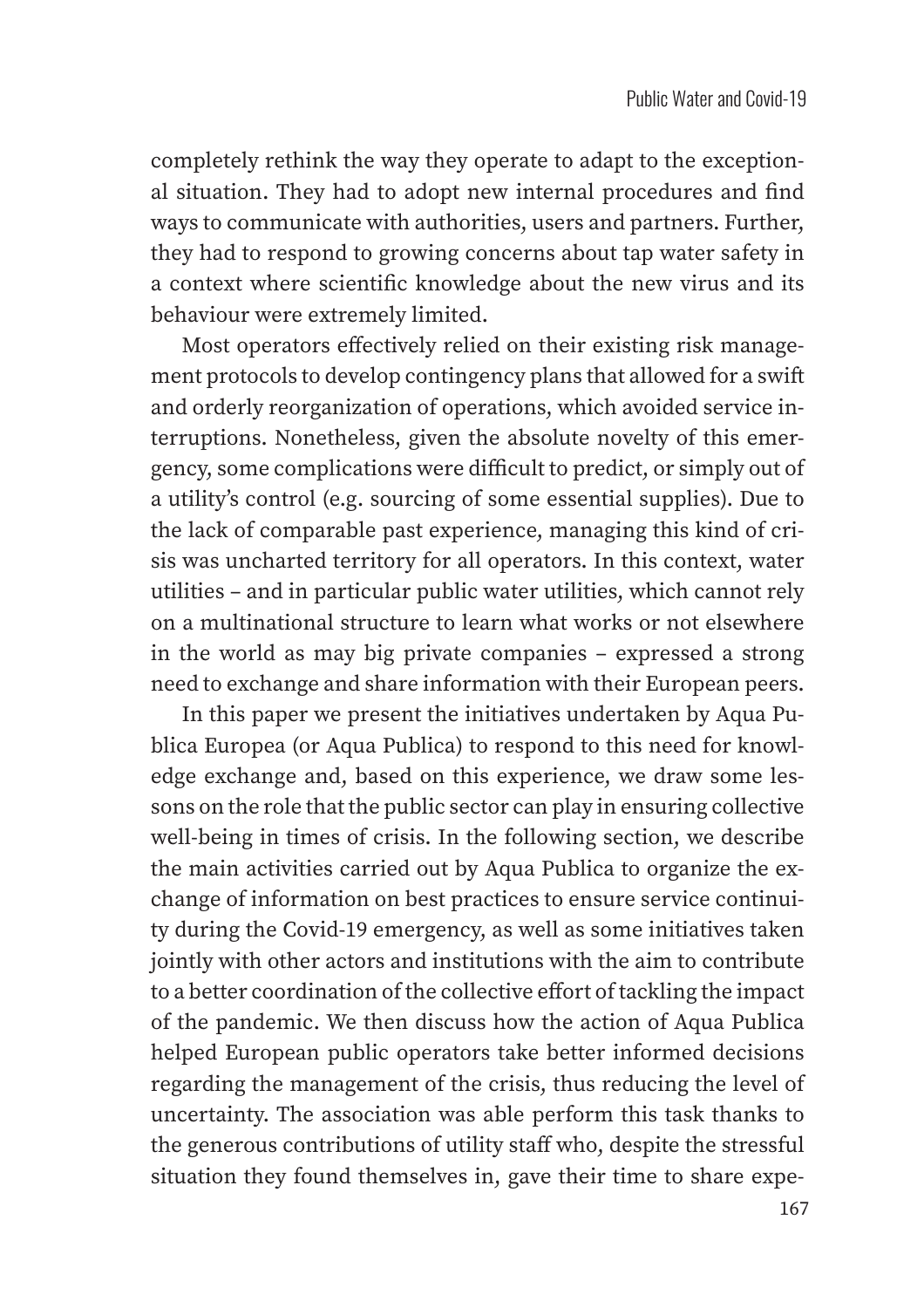completely rethink the way they operate to adapt to the exceptional situation. They had to adopt new internal procedures and find ways to communicate with authorities, users and partners. Further, they had to respond to growing concerns about tap water safety in a context where scientific knowledge about the new virus and its behaviour were extremely limited.

Most operators effectively relied on their existing risk management protocols to develop contingency plans that allowed for a swift and orderly reorganization of operations, which avoided service interruptions. Nonetheless, given the absolute novelty of this emergency, some complications were difficult to predict, or simply out of a utility's control (e.g. sourcing of some essential supplies). Due to the lack of comparable past experience, managing this kind of crisis was uncharted territory for all operators. In this context, water utilities – and in particular public water utilities, which cannot rely on a multinational structure to learn what works or not elsewhere in the world as may big private companies – expressed a strong need to exchange and share information with their European peers.

In this paper we present the initiatives undertaken by Aqua Publica Europea (or Aqua Publica) to respond to this need for knowledge exchange and, based on this experience, we draw some lessons on the role that the public sector can play in ensuring collective well-being in times of crisis. In the following section, we describe the main activities carried out by Aqua Publica to organize the exchange of information on best practices to ensure service continuity during the Covid-19 emergency, as well as some initiatives taken jointly with other actors and institutions with the aim to contribute to a better coordination of the collective effort of tackling the impact of the pandemic. We then discuss how the action of Aqua Publica helped European public operators take better informed decisions regarding the management of the crisis, thus reducing the level of uncertainty. The association was able perform this task thanks to the generous contributions of utility staff who, despite the stressful situation they found themselves in, gave their time to share expe-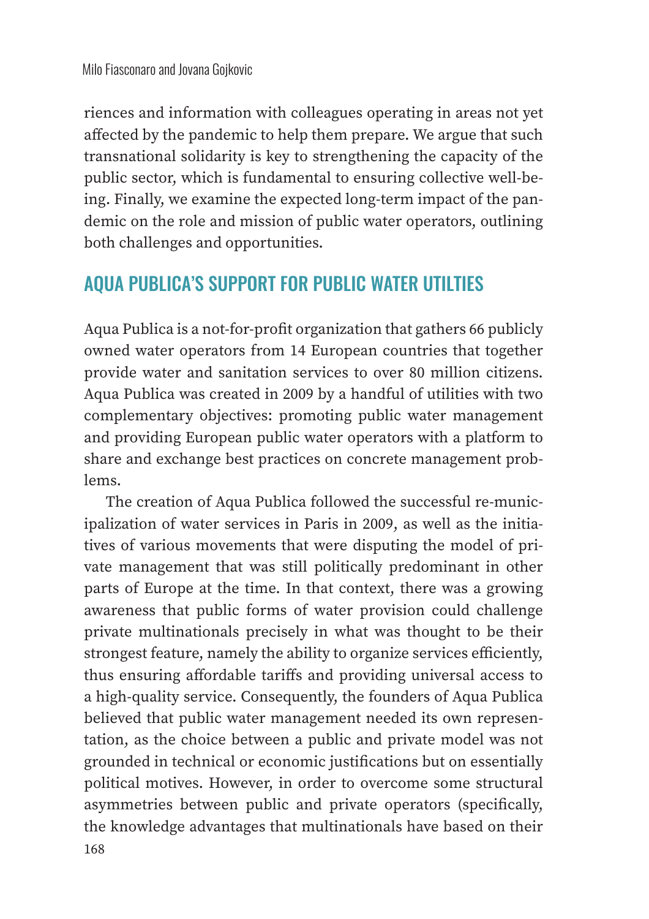riences and information with colleagues operating in areas not yet affected by the pandemic to help them prepare. We argue that such transnational solidarity is key to strengthening the capacity of the public sector, which is fundamental to ensuring collective well-being. Finally, we examine the expected long-term impact of the pandemic on the role and mission of public water operators, outlining both challenges and opportunities.

## AQUA PUBLICA'S SUPPORT FOR PUBLIC WATER UTILTIES

Aqua Publica is a not-for-profit organization that gathers 66 publicly owned water operators from 14 European countries that together provide water and sanitation services to over 80 million citizens. Aqua Publica was created in 2009 by a handful of utilities with two complementary objectives: promoting public water management and providing European public water operators with a platform to share and exchange best practices on concrete management problems.

The creation of Aqua Publica followed the successful re-municipalization of water services in Paris in 2009, as well as the initiatives of various movements that were disputing the model of private management that was still politically predominant in other parts of Europe at the time. In that context, there was a growing awareness that public forms of water provision could challenge private multinationals precisely in what was thought to be their strongest feature, namely the ability to organize services efficiently, thus ensuring affordable tariffs and providing universal access to a high-quality service. Consequently, the founders of Aqua Publica believed that public water management needed its own representation, as the choice between a public and private model was not grounded in technical or economic justifications but on essentially political motives. However, in order to overcome some structural asymmetries between public and private operators (specifically, the knowledge advantages that multinationals have based on their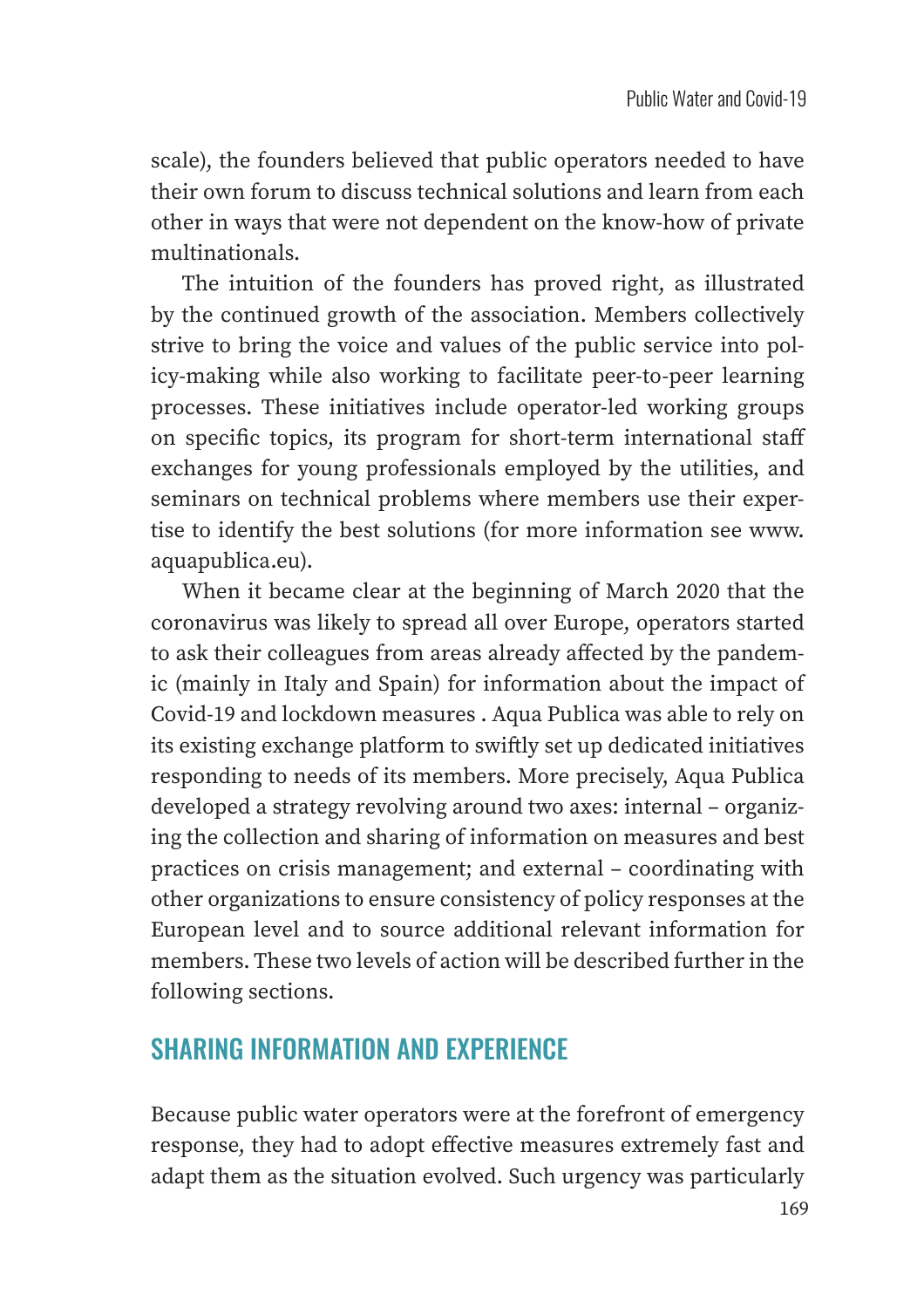scale), the founders believed that public operators needed to have their own forum to discuss technical solutions and learn from each other in ways that were not dependent on the know-how of private multinationals.

The intuition of the founders has proved right, as illustrated by the continued growth of the association. Members collectively strive to bring the voice and values of the public service into policy-making while also working to facilitate peer-to-peer learning processes. These initiatives include operator-led working groups on specific topics, its program for short-term international staff exchanges for young professionals employed by the utilities, and seminars on technical problems where members use their expertise to identify the best solutions (for more information see www.aquapublica.eu).

When it became clear at the beginning of March 2020 that the coronavirus was likely to spread all over Europe, operators started to ask their colleagues from areas already affected by the pandemic (mainly in Italy and Spain) for information about the impact of Covid-19 and lockdown measures . Aqua Publica was able to rely on its existing exchange platform to swiftly set up dedicated initiatives responding to needs of its members. More precisely, Aqua Publica developed a strategy revolving around two axes: internal – organizing the collection and sharing of information on measures and best practices on crisis management; and external – coordinating with other organizations to ensure consistency of policy responses at the European level and to source additional relevant information for members. These two levels of action will be described further in the following sections.

## SHARING INFORMATION AND EXPERIENCE

Because public water operators were at the forefront of emergency response, they had to adopt effective measures extremely fast and adapt them as the situation evolved. Such urgency was particularly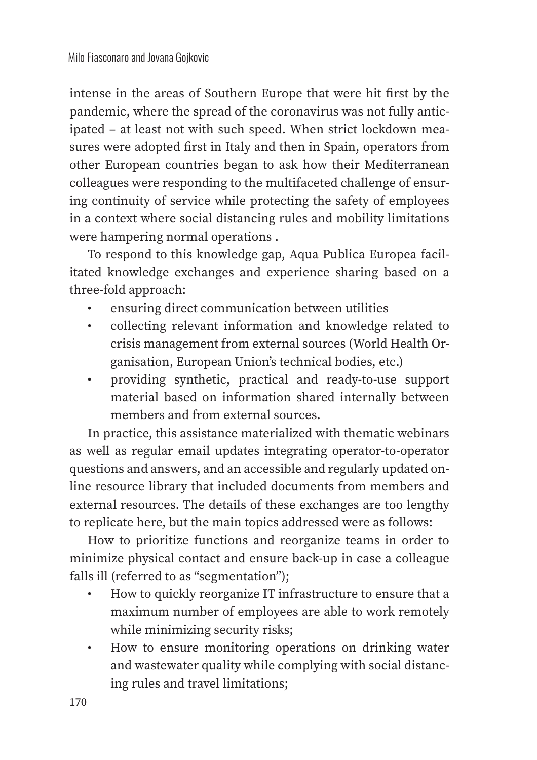intense in the areas of Southern Europe that were hit first by the pandemic, where the spread of the coronavirus was not fully anticipated – at least not with such speed. When strict lockdown measures were adopted first in Italy and then in Spain, operators from other European countries began to ask how their Mediterranean colleagues were responding to the multifaceted challenge of ensuring continuity of service while protecting the safety of employees in a context where social distancing rules and mobility limitations were hampering normal operations .

To respond to this knowledge gap, Aqua Publica Europea facilitated knowledge exchanges and experience sharing based on a three-fold approach:

- ensuring direct communication between utilities
- collecting relevant information and knowledge related to crisis management from external sources (World Health Organisation, European Union's technical bodies, etc.)
- providing synthetic, practical and ready-to-use support material based on information shared internally between members and from external sources.

In practice, this assistance materialized with thematic webinars as well as regular email updates integrating operator-to-operator questions and answers, and an accessible and regularly updated online resource library that included documents from members and external resources. The details of these exchanges are too lengthy to replicate here, but the main topics addressed were as follows:

How to prioritize functions and reorganize teams in order to minimize physical contact and ensure back-up in case a colleague falls ill (referred to as "segmentation");

- How to quickly reorganize IT infrastructure to ensure that a maximum number of employees are able to work remotely while minimizing security risks;
- How to ensure monitoring operations on drinking water and wastewater quality while complying with social distancing rules and travel limitations;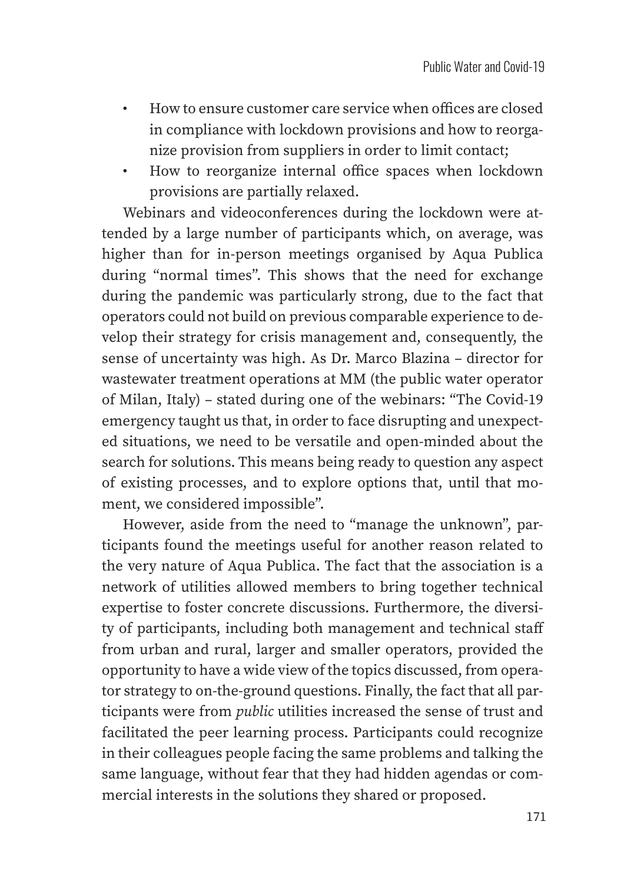- How to ensure customer care service when offices are closed in compliance with lockdown provisions and how to reorganize provision from suppliers in order to limit contact;
- How to reorganize internal office spaces when lockdown provisions are partially relaxed.

Webinars and videoconferences during the lockdown were attended by a large number of participants which, on average, was higher than for in-person meetings organised by Aqua Publica during "normal times". This shows that the need for exchange during the pandemic was particularly strong, due to the fact that operators could not build on previous comparable experience to develop their strategy for crisis management and, consequently, the sense of uncertainty was high. As Dr. Marco Blazina – director for wastewater treatment operations at MM (the public water operator of Milan, Italy) – stated during one of the webinars: "The Covid-19 emergency taught us that, in order to face disrupting and unexpected situations, we need to be versatile and open-minded about the search for solutions. This means being ready to question any aspect of existing processes, and to explore options that, until that moment, we considered impossible".

However, aside from the need to "manage the unknown", participants found the meetings useful for another reason related to the very nature of Aqua Publica. The fact that the association is a network of utilities allowed members to bring together technical expertise to foster concrete discussions. Furthermore, the diversity of participants, including both management and technical staff from urban and rural, larger and smaller operators, provided the opportunity to have a wide view of the topics discussed, from operator strategy to on-the-ground questions. Finally, the fact that all participants were from *public* utilities increased the sense of trust and facilitated the peer learning process. Participants could recognize in their colleagues people facing the same problems and talking the same language, without fear that they had hidden agendas or commercial interests in the solutions they shared or proposed.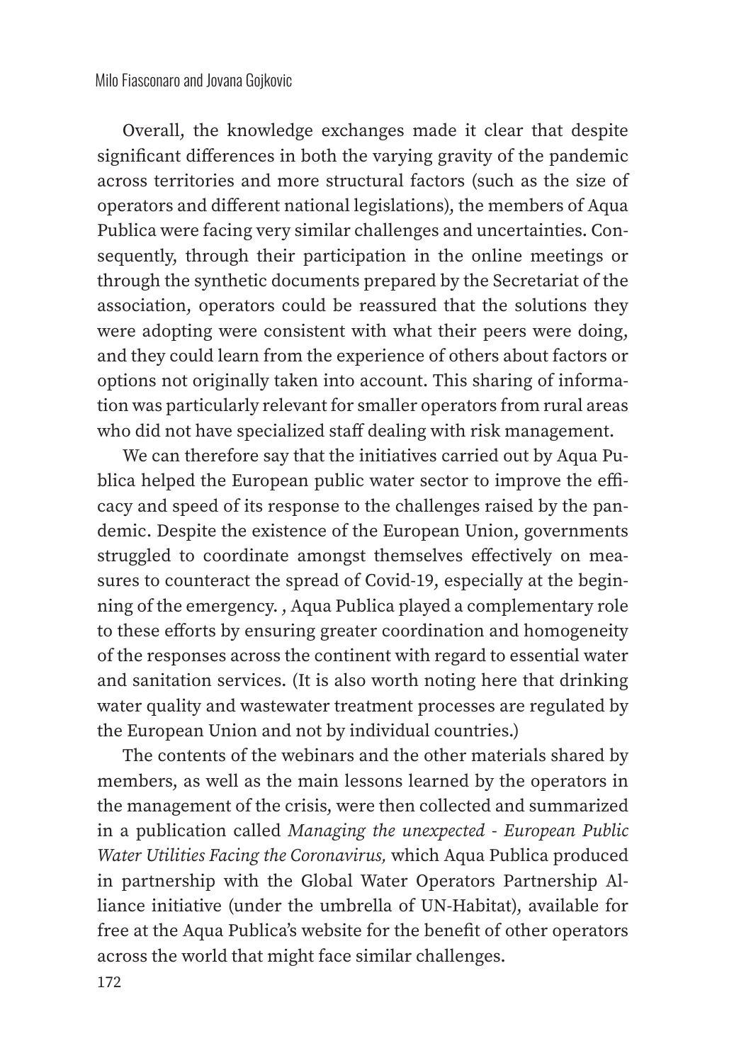Overall, the knowledge exchanges made it clear that despite significant differences in both the varying gravity of the pandemic across territories and more structural factors (such as the size of operators and different national legislations), the members of Aqua Publica were facing very similar challenges and uncertainties. Consequently, through their participation in the online meetings or through the synthetic documents prepared by the Secretariat of the association, operators could be reassured that the solutions they were adopting were consistent with what their peers were doing, and they could learn from the experience of others about factors or options not originally taken into account. This sharing of information was particularly relevant for smaller operators from rural areas who did not have specialized staff dealing with risk management.

We can therefore say that the initiatives carried out by Aqua Publica helped the European public water sector to improve the efficacy and speed of its response to the challenges raised by the pandemic. Despite the existence of the European Union, governments struggled to coordinate amongst themselves effectively on measures to counteract the spread of Covid-19, especially at the beginning of the emergency. , Aqua Publica played a complementary role to these efforts by ensuring greater coordination and homogeneity of the responses across the continent with regard to essential water and sanitation services. (It is also worth noting here that drinking water quality and wastewater treatment processes are regulated by the European Union and not by individual countries.)

The contents of the webinars and the other materials shared by members, as well as the main lessons learned by the operators in the management of the crisis, were then collected and summarized in a publication called *Managing the unexpected - European Public Water Utilities Facing the Coronavirus,* which Aqua Publica produced in partnership with the Global Water Operators Partnership Alliance initiative (under the umbrella of UN-Habitat), available for free at the Aqua Publica's website for the benefit of other operators across the world that might face similar challenges.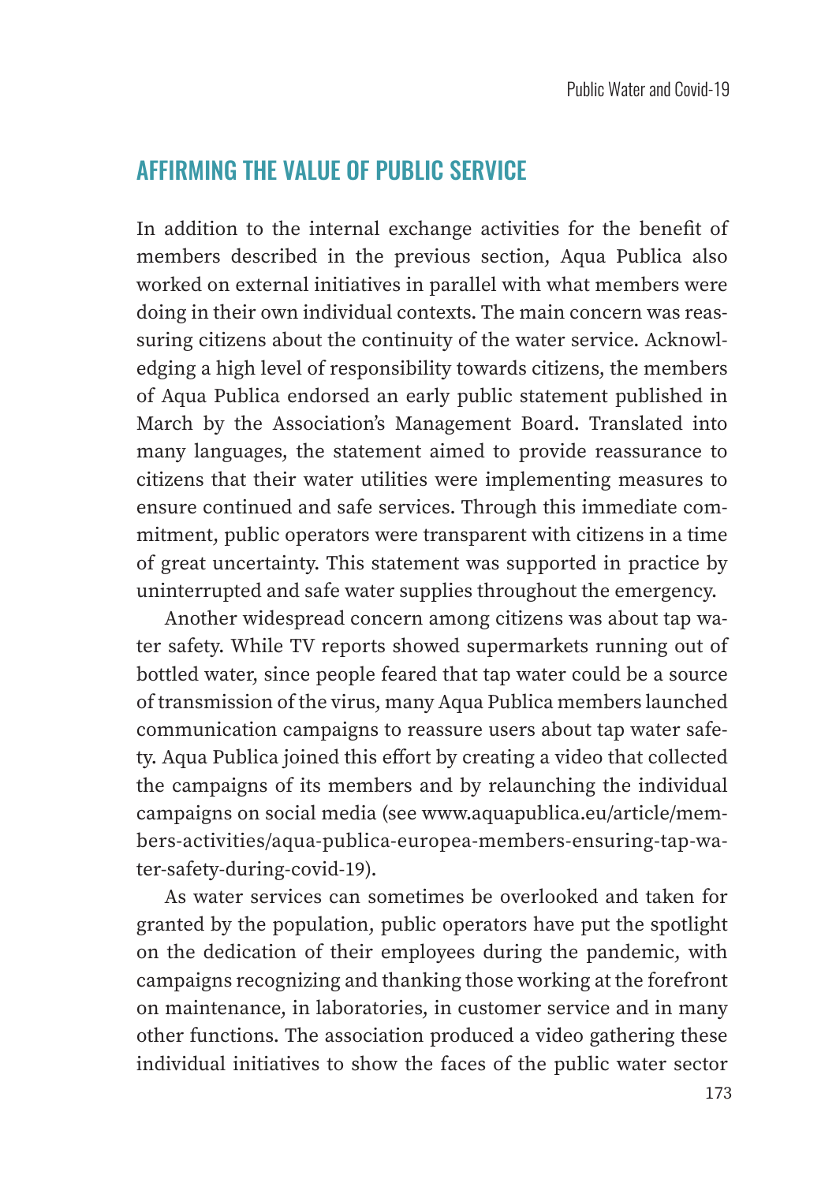## AFFIRMING THE VALUE OF PUBLIC SERVICE

In addition to the internal exchange activities for the benefit of members described in the previous section, Aqua Publica also worked on external initiatives in parallel with what members were doing in their own individual contexts. The main concern was reassuring citizens about the continuity of the water service. Acknowledging a high level of responsibility towards citizens, the members of Aqua Publica endorsed an early public statement published in March by the Association's Management Board. Translated into many languages, the statement aimed to provide reassurance to citizens that their water utilities were implementing measures to ensure continued and safe services. Through this immediate commitment, public operators were transparent with citizens in a time of great uncertainty. This statement was supported in practice by uninterrupted and safe water supplies throughout the emergency.

Another widespread concern among citizens was about tap water safety. While TV reports showed supermarkets running out of bottled water, since people feared that tap water could be a source of transmission of the virus, many Aqua Publica members launched communication campaigns to reassure users about tap water safety. Aqua Publica joined this effort by creating a video that collected the campaigns of its members and by relaunching the individual campaigns on social media (see www.aquapublica.eu/article/members-activities/aqua-publica-europea-members-ensuring-tap-water-safety-during-covid-19).

As water services can sometimes be overlooked and taken for granted by the population, public operators have put the spotlight on the dedication of their employees during the pandemic, with campaigns recognizing and thanking those working at the forefront on maintenance, in laboratories, in customer service and in many other functions. The association produced a video gathering these individual initiatives to show the faces of the public water sector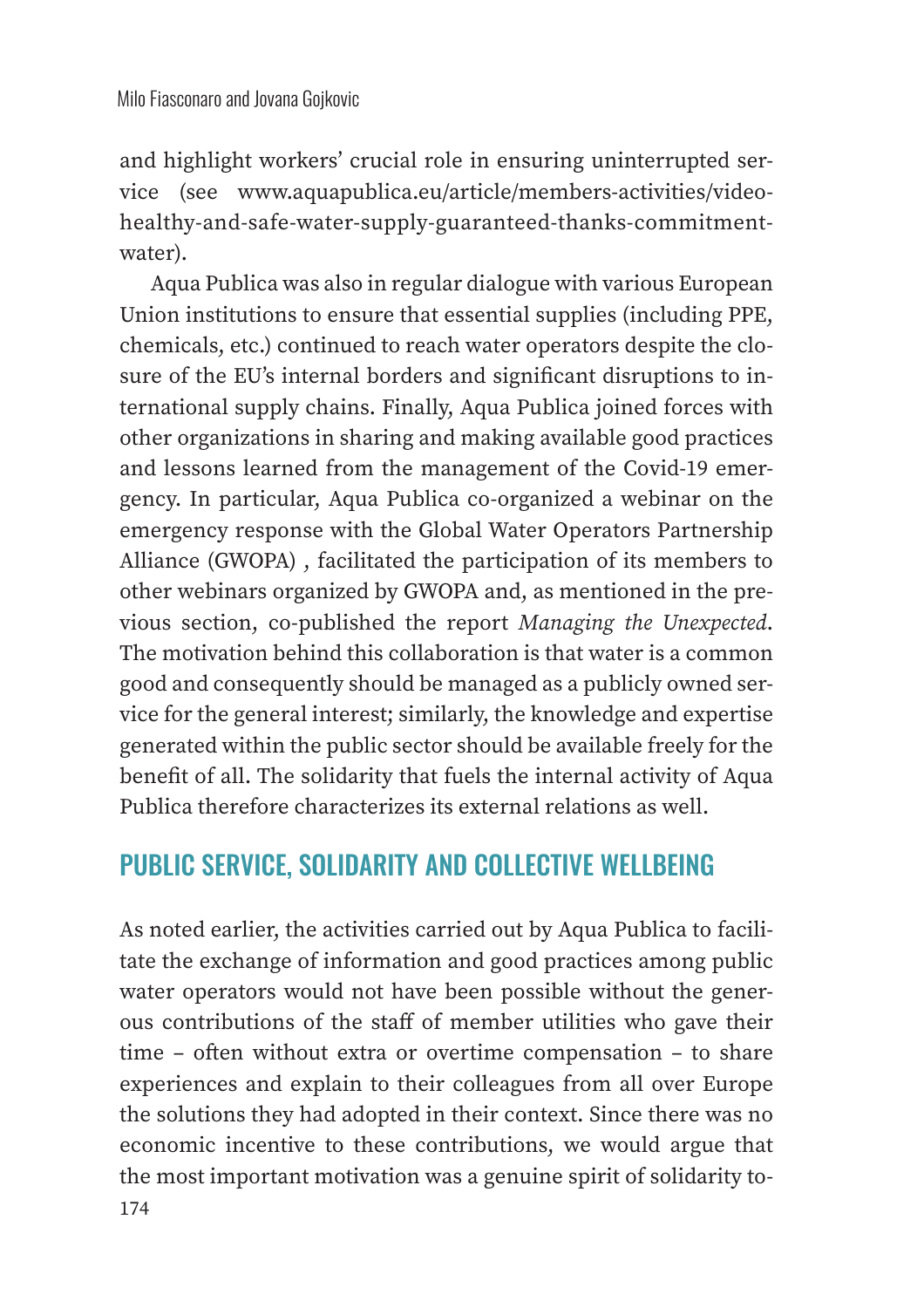and highlight workers' crucial role in ensuring uninterrupted service (see www.aquapublica.eu/article/members-activities/video-healthy-and-safe-water-supply-guaranteed-thanks-commitment-water).

Aqua Publica was also in regular dialogue with various European Union institutions to ensure that essential supplies (including PPE, chemicals, etc.) continued to reach water operators despite the closure of the EU's internal borders and significant disruptions to international supply chains. Finally, Aqua Publica joined forces with other organizations in sharing and making available good practices and lessons learned from the management of the Covid-19 emergency. In particular, Aqua Publica co-organized a webinar on the emergency response with the Global Water Operators Partnership Alliance (GWOPA) , facilitated the participation of its members to other webinars organized by GWOPA and, as mentioned in the previous section, co-published the report *Managing the Unexpected*. The motivation behind this collaboration is that water is a common good and consequently should be managed as a publicly owned service for the general interest; similarly, the knowledge and expertise generated within the public sector should be available freely for the benefit of all. The solidarity that fuels the internal activity of Aqua Publica therefore characterizes its external relations as well.

## PUBLIC SERVICE, SOLIDARITY AND COLLECTIVE WELLBEING

As noted earlier, the activities carried out by Aqua Publica to facilitate the exchange of information and good practices among public water operators would not have been possible without the generous contributions of the staff of member utilities who gave their time – often without extra or overtime compensation – to share experiences and explain to their colleagues from all over Europe the solutions they had adopted in their context. Since there was no economic incentive to these contributions, we would argue that the most important motivation was a genuine spirit of solidarity to-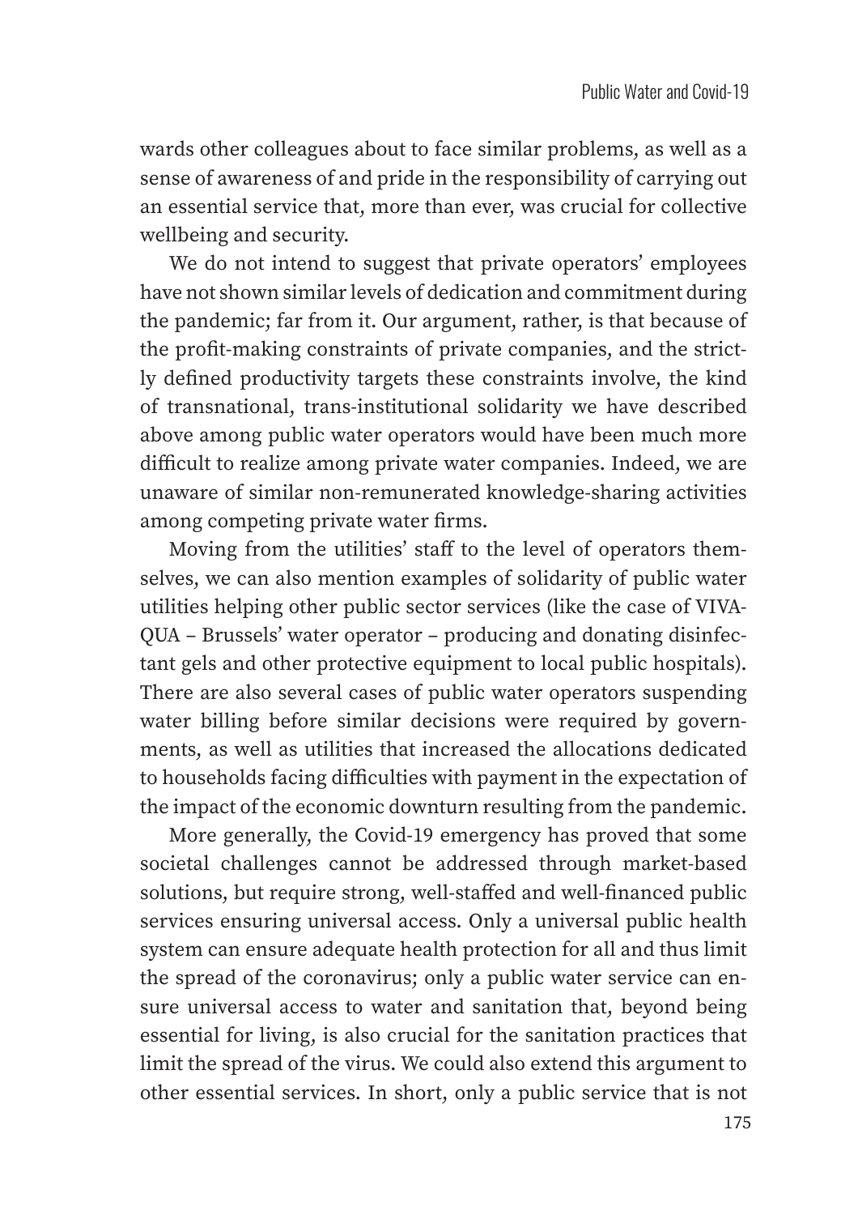wards other colleagues about to face similar problems, as well as a sense of awareness of and pride in the responsibility of carrying out an essential service that, more than ever, was crucial for collective wellbeing and security.

We do not intend to suggest that private operators' employees have not shown similar levels of dedication and commitment during the pandemic; far from it. Our argument, rather, is that because of the profit-making constraints of private companies, and the strictly defined productivity targets these constraints involve, the kind of transnational, trans-institutional solidarity we have described above among public water operators would have been much more difficult to realize among private water companies. Indeed, we are unaware of similar non-remunerated knowledge-sharing activities among competing private water firms.

Moving from the utilities' staff to the level of operators themselves, we can also mention examples of solidarity of public water utilities helping other public sector services (like the case of VIVAQUA – Brussels' water operator – producing and donating disinfectant gels and other protective equipment to local public hospitals). There are also several cases of public water operators suspending water billing before similar decisions were required by governments, as well as utilities that increased the allocations dedicated to households facing difficulties with payment in the expectation of the impact of the economic downturn resulting from the pandemic.

More generally, the Covid-19 emergency has proved that some societal challenges cannot be addressed through market-based solutions, but require strong, well-staffed and well-financed public services ensuring universal access. Only a universal public health system can ensure adequate health protection for all and thus limit the spread of the coronavirus; only a public water service can ensure universal access to water and sanitation that, beyond being essential for living, is also crucial for the sanitation practices that limit the spread of the virus. We could also extend this argument to other essential services. In short, only a public service that is not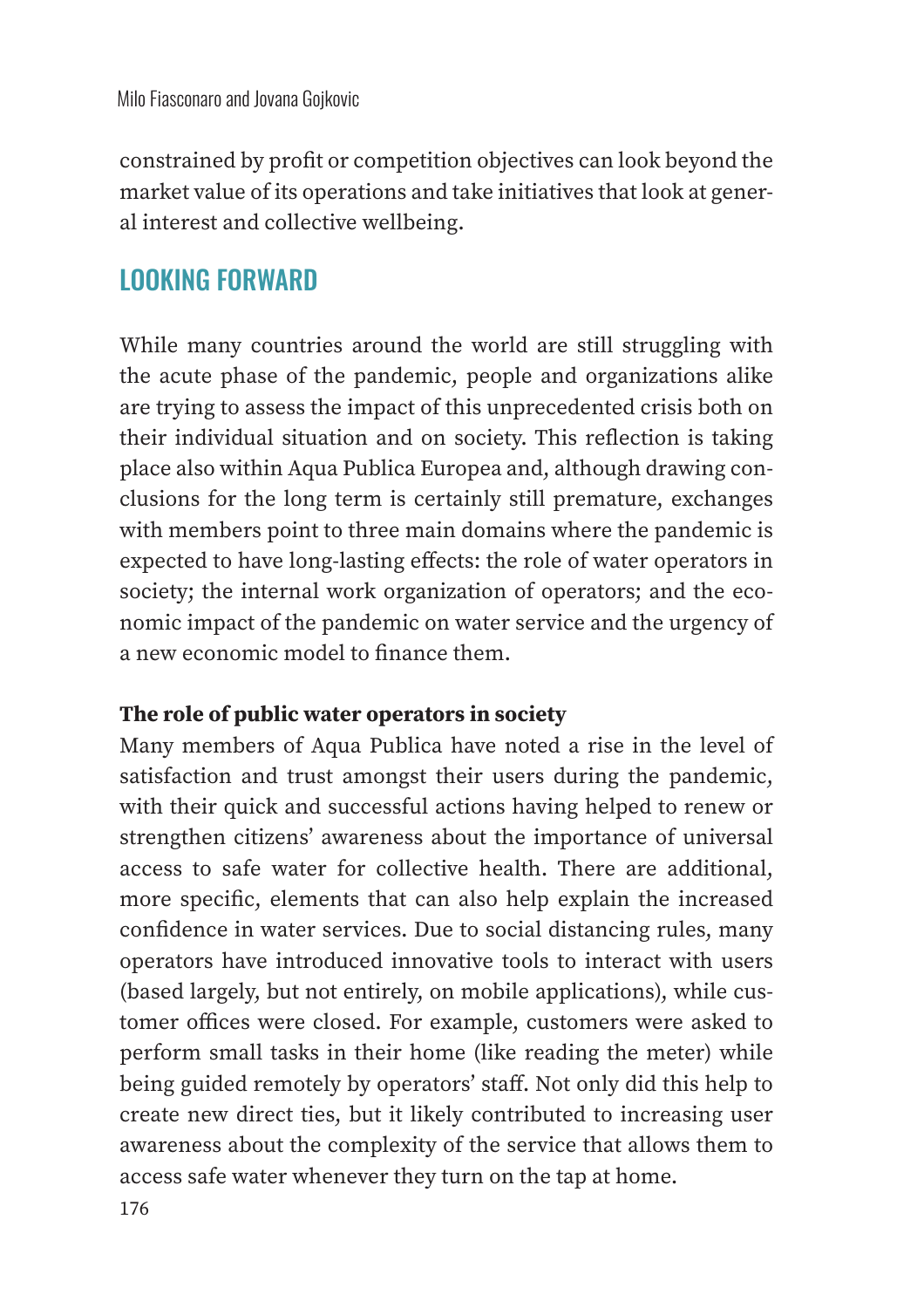constrained by profit or competition objectives can look beyond the market value of its operations and take initiatives that look at general interest and collective wellbeing.

## LOOKING FORWARD

While many countries around the world are still struggling with the acute phase of the pandemic, people and organizations alike are trying to assess the impact of this unprecedented crisis both on their individual situation and on society. This reflection is taking place also within Aqua Publica Europea and, although drawing conclusions for the long term is certainly still premature, exchanges with members point to three main domains where the pandemic is expected to have long-lasting effects: the role of water operators in society; the internal work organization of operators; and the economic impact of the pandemic on water service and the urgency of a new economic model to finance them.

**The role of public water operators in society**

Many members of Aqua Publica have noted a rise in the level of satisfaction and trust amongst their users during the pandemic, with their quick and successful actions having helped to renew or strengthen citizens' awareness about the importance of universal access to safe water for collective health. There are additional, more specific, elements that can also help explain the increased confidence in water services. Due to social distancing rules, many operators have introduced innovative tools to interact with users (based largely, but not entirely, on mobile applications), while customer offices were closed. For example, customers were asked to perform small tasks in their home (like reading the meter) while being guided remotely by operators' staff. Not only did this help to create new direct ties, but it likely contributed to increasing user awareness about the complexity of the service that allows them to access safe water whenever they turn on the tap at home.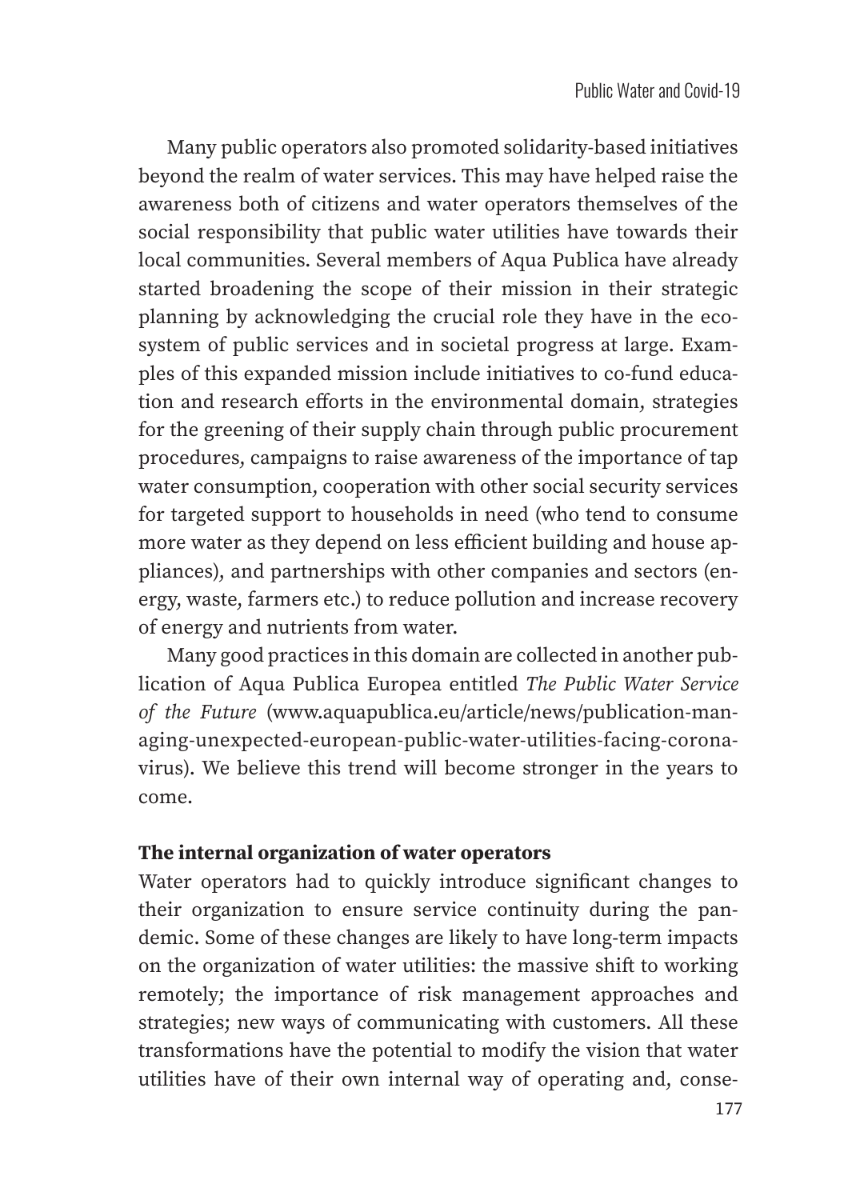Many public operators also promoted solidarity-based initiatives beyond the realm of water services. This may have helped raise the awareness both of citizens and water operators themselves of the social responsibility that public water utilities have towards their local communities. Several members of Aqua Publica have already started broadening the scope of their mission in their strategic planning by acknowledging the crucial role they have in the ecosystem of public services and in societal progress at large. Examples of this expanded mission include initiatives to co-fund education and research efforts in the environmental domain, strategies for the greening of their supply chain through public procurement procedures, campaigns to raise awareness of the importance of tap water consumption, cooperation with other social security services for targeted support to households in need (who tend to consume more water as they depend on less efficient building and house appliances), and partnerships with other companies and sectors (energy, waste, farmers etc.) to reduce pollution and increase recovery of energy and nutrients from water.

Many good practices in this domain are collected in another publication of Aqua Publica Europea entitled *The Public Water Service of the Future* (www.aquapublica.eu/article/news/publication-managing-unexpected-european-public-water-utilities-facing-coronavirus). We believe this trend will become stronger in the years to come.

## The internal organization of water operators

Water operators had to quickly introduce significant changes to their organization to ensure service continuity during the pandemic. Some of these changes are likely to have long-term impacts on the organization of water utilities: the massive shift to working remotely; the importance of risk management approaches and strategies; new ways of communicating with customers. All these transformations have the potential to modify the vision that water utilities have of their own internal way of operating and, conse-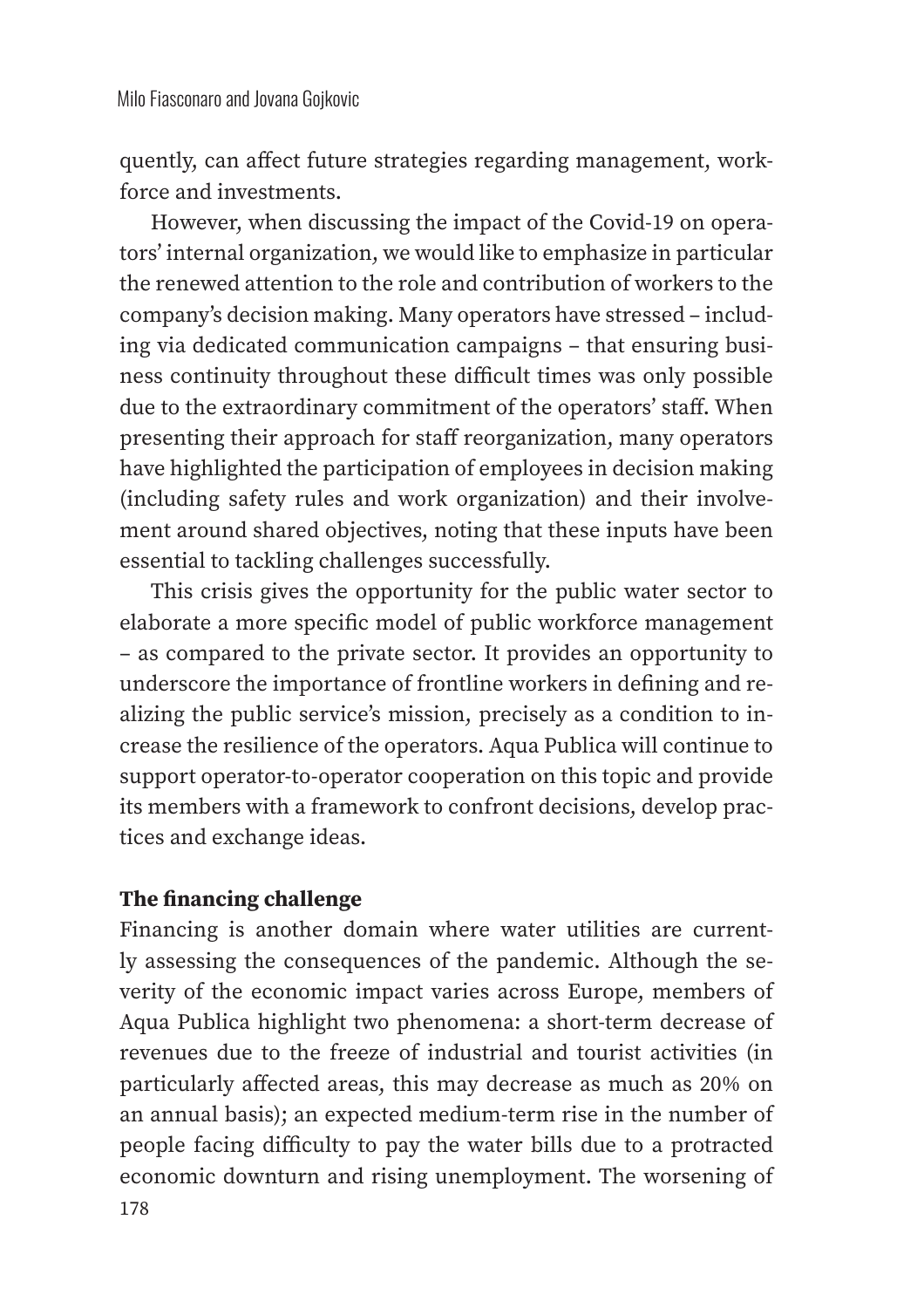quently, can affect future strategies regarding management, workforce and investments.

However, when discussing the impact of the Covid-19 on operators' internal organization, we would like to emphasize in particular the renewed attention to the role and contribution of workers to the company's decision making. Many operators have stressed – including via dedicated communication campaigns – that ensuring business continuity throughout these difficult times was only possible due to the extraordinary commitment of the operators' staff. When presenting their approach for staff reorganization, many operators have highlighted the participation of employees in decision making (including safety rules and work organization) and their involvement around shared objectives, noting that these inputs have been essential to tackling challenges successfully.

This crisis gives the opportunity for the public water sector to elaborate a more specific model of public workforce management – as compared to the private sector. It provides an opportunity to underscore the importance of frontline workers in defining and realizing the public service's mission, precisely as a condition to increase the resilience of the operators. Aqua Publica will continue to support operator-to-operator cooperation on this topic and provide its members with a framework to confront decisions, develop practices and exchange ideas.

**The financing challenge**

Financing is another domain where water utilities are currently assessing the consequences of the pandemic. Although the severity of the economic impact varies across Europe, members of Aqua Publica highlight two phenomena: a short-term decrease of revenues due to the freeze of industrial and tourist activities (in particularly affected areas, this may decrease as much as 20% on an annual basis); an expected medium-term rise in the number of people facing difficulty to pay the water bills due to a protracted economic downturn and rising unemployment. The worsening of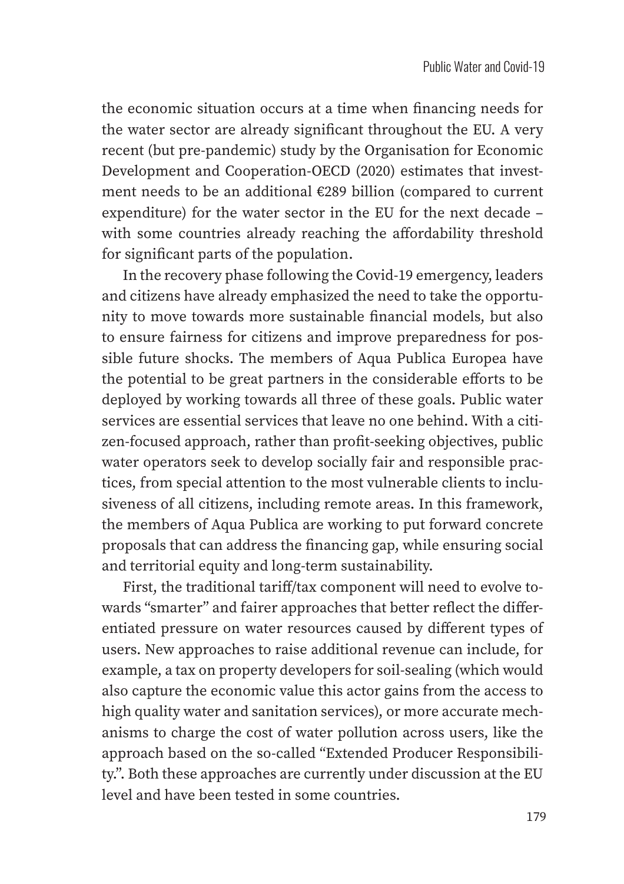the economic situation occurs at a time when financing needs for the water sector are already significant throughout the EU. A very recent (but pre-pandemic) study by the Organisation for Economic Development and Cooperation-OECD (2020) estimates that investment needs to be an additional €289 billion (compared to current expenditure) for the water sector in the EU for the next decade – with some countries already reaching the affordability threshold for significant parts of the population.

In the recovery phase following the Covid-19 emergency, leaders and citizens have already emphasized the need to take the opportunity to move towards more sustainable financial models, but also to ensure fairness for citizens and improve preparedness for possible future shocks. The members of Aqua Publica Europea have the potential to be great partners in the considerable efforts to be deployed by working towards all three of these goals. Public water services are essential services that leave no one behind. With a citizen-focused approach, rather than profit-seeking objectives, public water operators seek to develop socially fair and responsible practices, from special attention to the most vulnerable clients to inclusiveness of all citizens, including remote areas. In this framework, the members of Aqua Publica are working to put forward concrete proposals that can address the financing gap, while ensuring social and territorial equity and long-term sustainability.

First, the traditional tariff/tax component will need to evolve towards "smarter" and fairer approaches that better reflect the differentiated pressure on water resources caused by different types of users. New approaches to raise additional revenue can include, for example, a tax on property developers for soil-sealing (which would also capture the economic value this actor gains from the access to high quality water and sanitation services), or more accurate mechanisms to charge the cost of water pollution across users, like the approach based on the so-called "Extended Producer Responsibility.". Both these approaches are currently under discussion at the EU level and have been tested in some countries.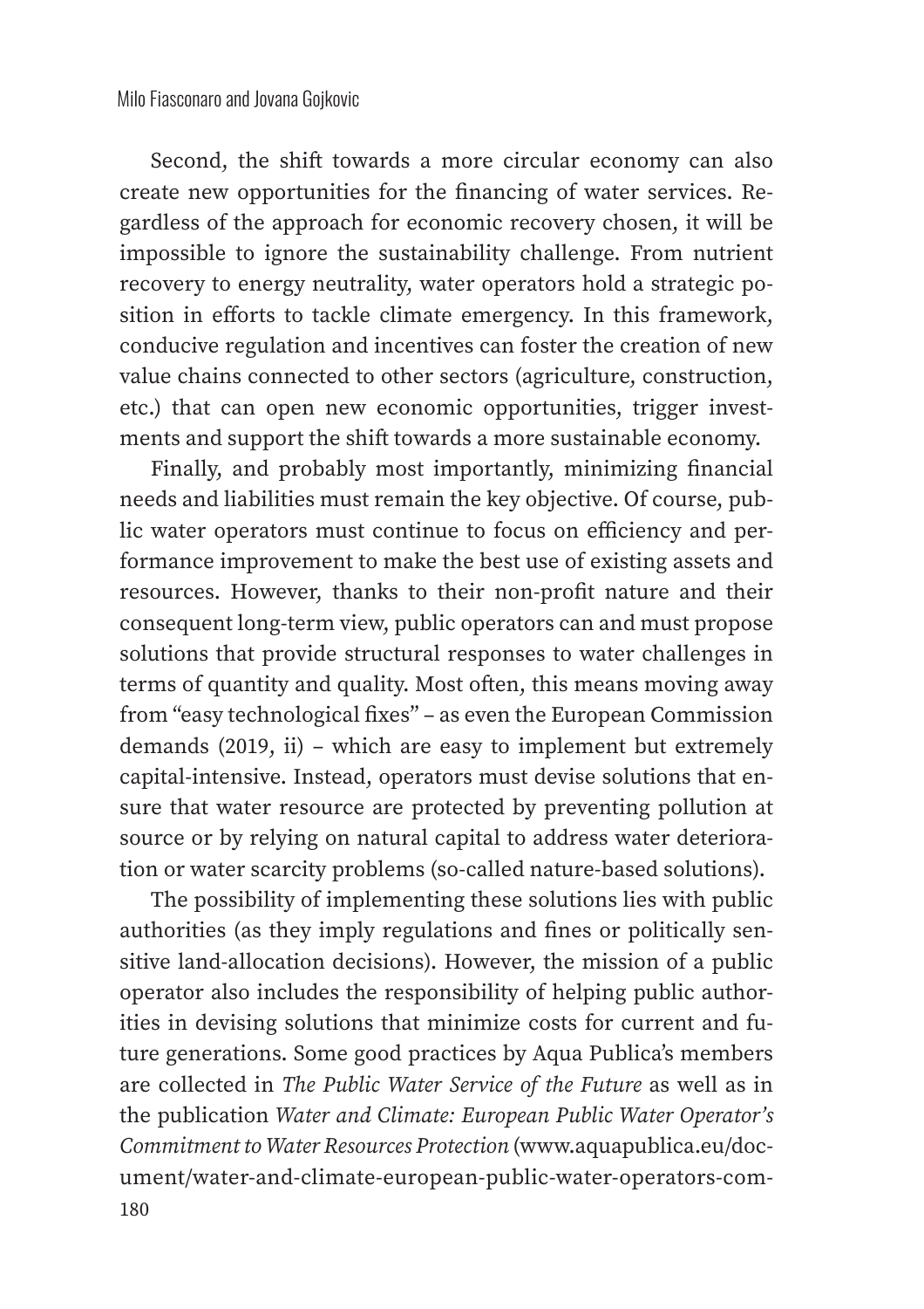Second, the shift towards a more circular economy can also create new opportunities for the financing of water services. Regardless of the approach for economic recovery chosen, it will be impossible to ignore the sustainability challenge. From nutrient recovery to energy neutrality, water operators hold a strategic position in efforts to tackle climate emergency. In this framework, conducive regulation and incentives can foster the creation of new value chains connected to other sectors (agriculture, construction, etc.) that can open new economic opportunities, trigger investments and support the shift towards a more sustainable economy.

Finally, and probably most importantly, minimizing financial needs and liabilities must remain the key objective. Of course, public water operators must continue to focus on efficiency and performance improvement to make the best use of existing assets and resources. However, thanks to their non-profit nature and their consequent long-term view, public operators can and must propose solutions that provide structural responses to water challenges in terms of quantity and quality. Most often, this means moving away from "easy technological fixes" – as even the European Commission demands (2019, ii) – which are easy to implement but extremely capital-intensive. Instead, operators must devise solutions that ensure that water resource are protected by preventing pollution at source or by relying on natural capital to address water deterioration or water scarcity problems (so-called nature-based solutions).

The possibility of implementing these solutions lies with public authorities (as they imply regulations and fines or politically sensitive land-allocation decisions). However, the mission of a public operator also includes the responsibility of helping public authorities in devising solutions that minimize costs for current and future generations. Some good practices by Aqua Publica's members are collected in *The Public Water Service of the Future* as well as in the publication *Water and Climate: European Public Water Operator's Commitment to Water Resources Protection* (www.aquapublica.eu/document/water-and-climate-european-public-water-operators-com-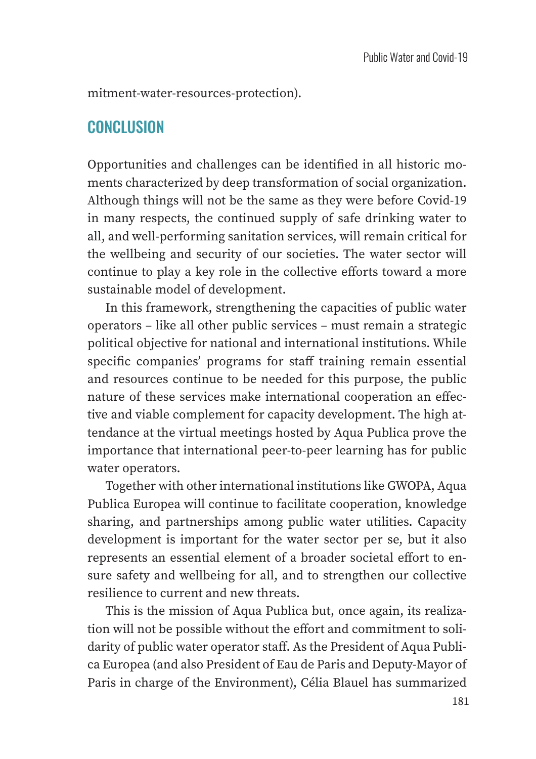mitment-water-resources-protection).

## CONCLUSION

Opportunities and challenges can be identified in all historic moments characterized by deep transformation of social organization. Although things will not be the same as they were before Covid-19 in many respects, the continued supply of safe drinking water to all, and well-performing sanitation services, will remain critical for the wellbeing and security of our societies. The water sector will continue to play a key role in the collective efforts toward a more sustainable model of development.

In this framework, strengthening the capacities of public water operators – like all other public services – must remain a strategic political objective for national and international institutions. While specific companies' programs for staff training remain essential and resources continue to be needed for this purpose, the public nature of these services make international cooperation an effective and viable complement for capacity development. The high attendance at the virtual meetings hosted by Aqua Publica prove the importance that international peer-to-peer learning has for public water operators.

Together with other international institutions like GWOPA, Aqua Publica Europea will continue to facilitate cooperation, knowledge sharing, and partnerships among public water utilities. Capacity development is important for the water sector per se, but it also represents an essential element of a broader societal effort to ensure safety and wellbeing for all, and to strengthen our collective resilience to current and new threats.

This is the mission of Aqua Publica but, once again, its realization will not be possible without the effort and commitment to solidarity of public water operator staff. As the President of Aqua Publica Europea (and also President of Eau de Paris and Deputy-Mayor of Paris in charge of the Environment), Célia Blauel has summarized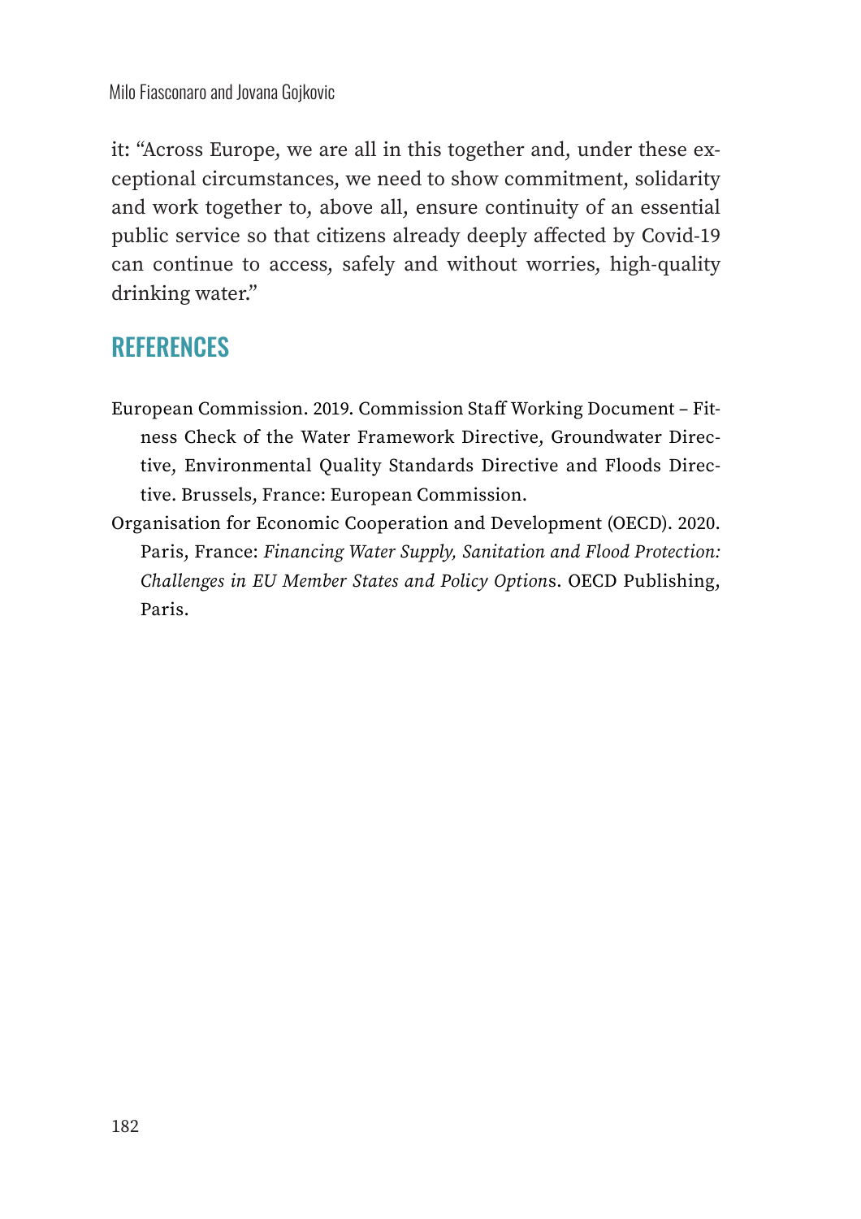it: "Across Europe, we are all in this together and, under these exceptional circumstances, we need to show commitment, solidarity and work together to, above all, ensure continuity of an essential public service so that citizens already deeply affected by Covid-19 can continue to access, safely and without worries, high-quality drinking water."

## REFERENCES

European Commission. 2019. Commission Staff Working Document – Fitness Check of the Water Framework Directive, Groundwater Directive, Environmental Quality Standards Directive and Floods Directive. Brussels, France: European Commission.

Organisation for Economic Cooperation and Development (OECD). 2020. Paris, France: *Financing Water Supply, Sanitation and Flood Protection: Challenges in EU Member States and Policy Option*s. OECD Publishing, Paris.